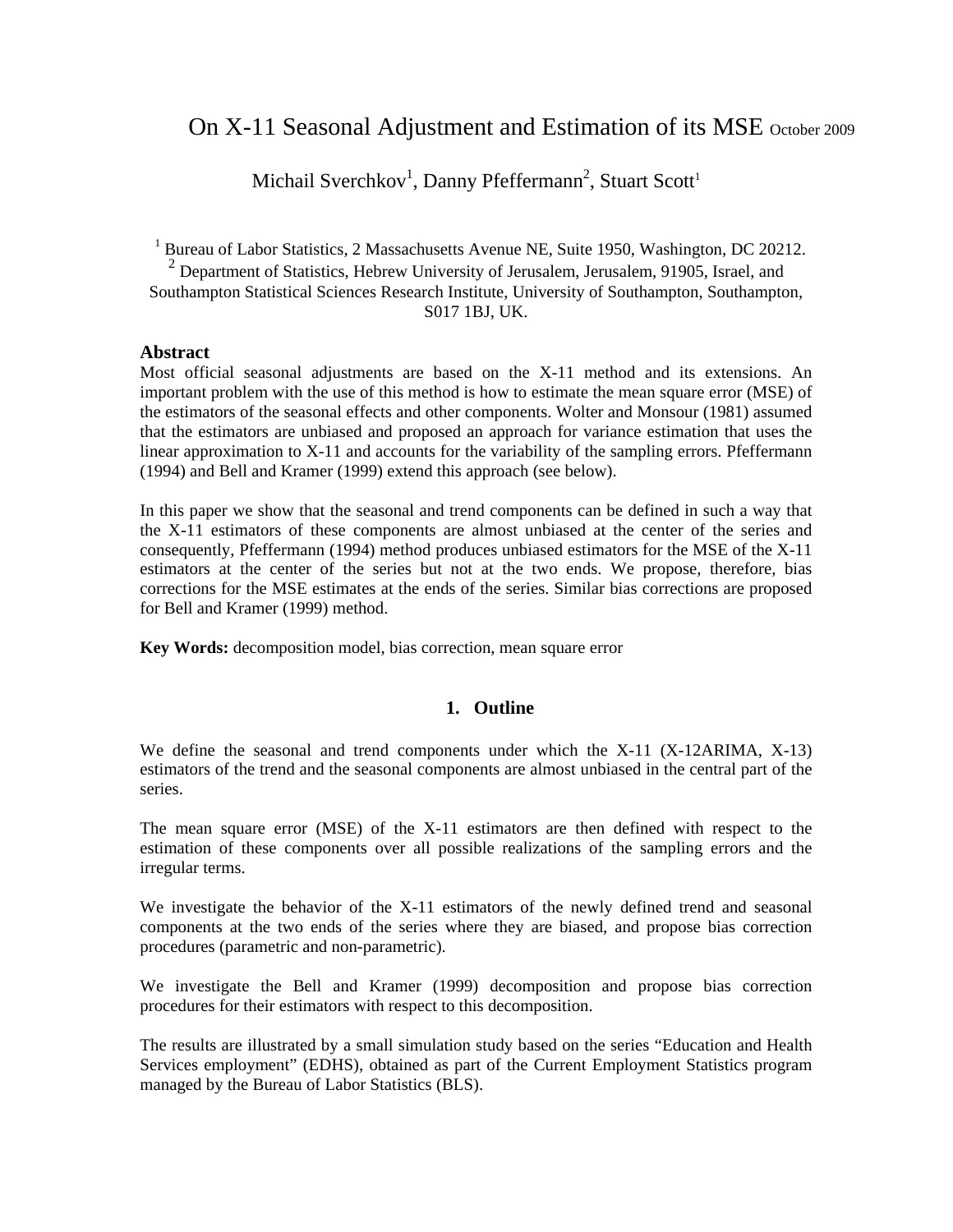# On X-11 Seasonal Adjustment and Estimation of its MSE October 2009

Michail Sverchkov[1], Danny Pfeffermann[2], Stuart Scott[1]

[1] Bureau of Labor Statistics, 2 Massachusetts Avenue NE, Suite 1950, Washington, DC 20212.
[2] Department of Statistics, Hebrew University of Jerusalem, Jerusalem, 91905, Israel, and Southampton Statistical Sciences Research Institute, University of Southampton, Southampton, S017 1BJ, UK.

## Abstract

Most official seasonal adjustments are based on the X-11 method and its extensions. An important problem with the use of this method is how to estimate the mean square error (MSE) of the estimators of the seasonal effects and other components. Wolter and Monsour (1981) assumed that the estimators are unbiased and proposed an approach for variance estimation that uses the linear approximation to X-11 and accounts for the variability of the sampling errors. Pfeffermann (1994) and Bell and Kramer (1999) extend this approach (see below).

In this paper we show that the seasonal and trend components can be defined in such a way that the X-11 estimators of these components are almost unbiased at the center of the series and consequently, Pfeffermann (1994) method produces unbiased estimators for the MSE of the X-11 estimators at the center of the series but not at the two ends. We propose, therefore, bias corrections for the MSE estimates at the ends of the series. Similar bias corrections are proposed for Bell and Kramer (1999) method.

**Key Words:** decomposition model, bias correction, mean square error

## 1. Outline

We define the seasonal and trend components under which the X-11 (X-12ARIMA, X-13) estimators of the trend and the seasonal components are almost unbiased in the central part of the series.

The mean square error (MSE) of the X-11 estimators are then defined with respect to the estimation of these components over all possible realizations of the sampling errors and the irregular terms.

We investigate the behavior of the X-11 estimators of the newly defined trend and seasonal components at the two ends of the series where they are biased, and propose bias correction procedures (parametric and non-parametric).

We investigate the Bell and Kramer (1999) decomposition and propose bias correction procedures for their estimators with respect to this decomposition.

The results are illustrated by a small simulation study based on the series "Education and Health Services employment" (EDHS), obtained as part of the Current Employment Statistics program managed by the Bureau of Labor Statistics (BLS).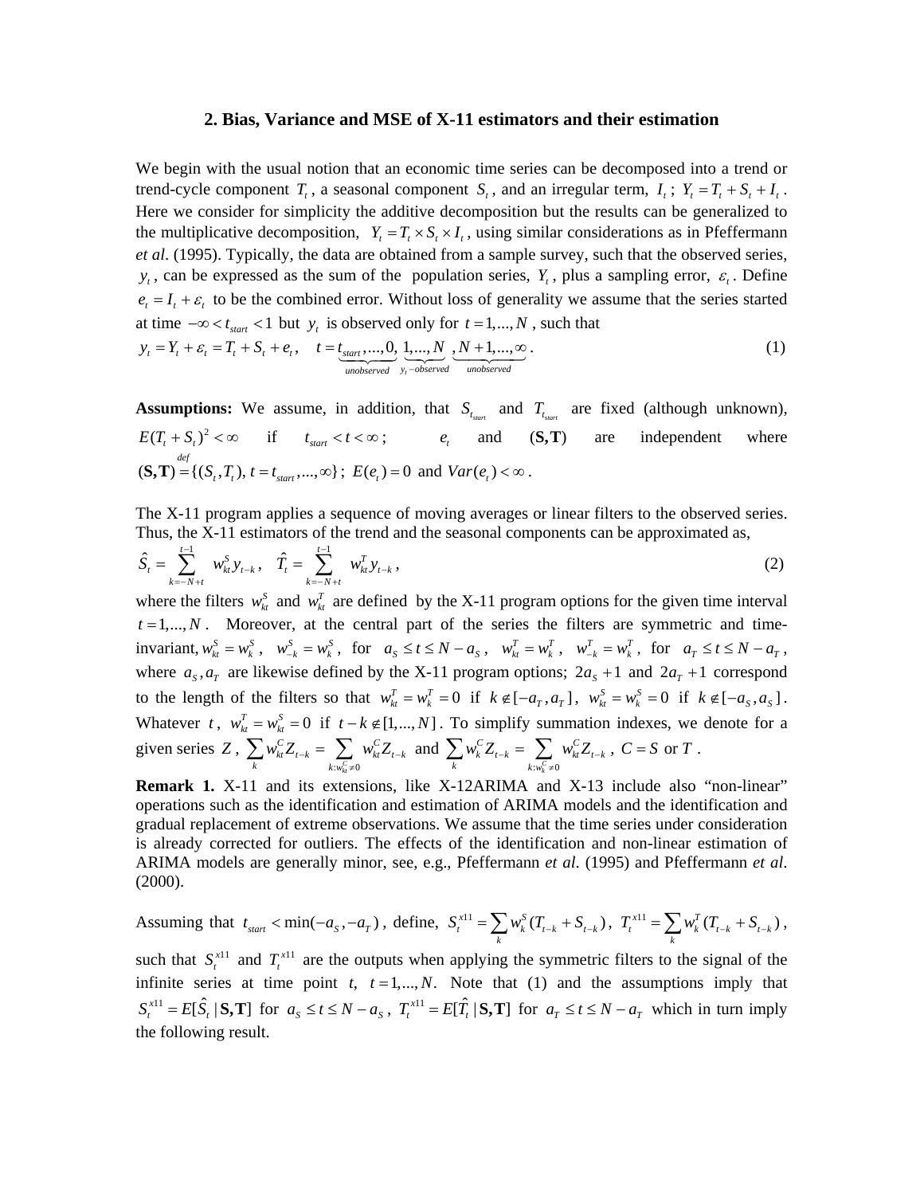## 2. Bias, Variance and MSE of X-11 estimators and their estimation

We begin with the usual notion that an economic time series can be decomposed into a trend or trend-cycle component $T_t$, a seasonal component $S_t$, and an irregular term, $I_t$; $Y_t = T_t + S_t + I_t$. Here we consider for simplicity the additive decomposition but the results can be generalized to the multiplicative decomposition, $Y_t = T_t \times S_t \times I_t$, using similar considerations as in Pfeffermann *et al*. (1995). Typically, the data are obtained from a sample survey, such that the observed series, $y_t$, can be expressed as the sum of the population series, $Y_t$, plus a sampling error, $\varepsilon_t$. Define $e_t = I_t + \varepsilon_t$ to be the combined error. Without loss of generality we assume that the series started at time $-\infty < t_{start} < 1$ but $y_t$ is observed only for $t = 1,..., N$, such that

$$y_t = Y_t + \varepsilon_t = T_t + S_t + e_t, \quad t = \underbrace{t_{start},...,0}_{unobserved}, \underbrace{1,...,N}_{y_t-observed}, \underbrace{N+1,...,\infty}_{unobserved}. \tag{1}$$

**Assumptions:** We assume, in addition, that $S_{t_{start}}$ and $T_{t_{start}}$ are fixed (although unknown), $E(T_t + S_t)^2 < \infty$ if $t_{start} < t < \infty$; $e_t$ and $(\mathbf{S}, \mathbf{T})$ are independent where $(\mathbf{S}, \mathbf{T}) \overset{def}{=} \{(S_t, T_t), t = t_{start},...,\infty\}$; $E(e_t) = 0$ and $Var(e_t) < \infty$.

The X-11 program applies a sequence of moving averages or linear filters to the observed series. Thus, the X-11 estimators of the trend and the seasonal components can be approximated as,

$$\hat{S}_t = \sum_{k=-N+t}^{t-1} w_{kt}^S y_{t-k}, \quad \hat{T}_t = \sum_{k=-N+t}^{t-1} w_{kt}^T y_{t-k}, \tag{2}$$

where the filters $w_{kt}^S$ and $w_{kt}^T$ are defined by the X-11 program options for the given time interval $t = 1,..., N$. Moreover, at the central part of the series the filters are symmetric and time-invariant, $w_{kt}^S = w_k^S$, $w_{-k}^S = w_k^S$, for $a_S \le t \le N - a_S$, $w_{kt}^T = w_k^T$, $w_{-k}^T = w_k^T$, for $a_T \le t \le N - a_T$, where $a_S, a_T$ are likewise defined by the X-11 program options; $2a_S + 1$ and $2a_T + 1$ correspond to the length of the filters so that $w_{kt}^T = w_k^T = 0$ if $k \notin [-a_T, a_T]$, $w_{kt}^S = w_k^S = 0$ if $k \notin [-a_S, a_S]$. Whatever $t$, $w_{kt}^T = w_{kt}^S = 0$ if $t - k \notin [1,..., N]$. To simplify summation indexes, we denote for a given series $Z$, $\sum_k w_{kt}^C Z_{t-k} = \sum_{k: w_{kt}^C \neq 0} w_{kt}^C Z_{t-k}$ and $\sum_k w_k^C Z_{t-k} = \sum_{k: w_k^C \neq 0} w_{kt}^C Z_{t-k}$, $C = S$ or $T$.

**Remark 1.** X-11 and its extensions, like X-12ARIMA and X-13 include also "non-linear" operations such as the identification and estimation of ARIMA models and the identification and gradual replacement of extreme observations. We assume that the time series under consideration is already corrected for outliers. The effects of the identification and non-linear estimation of ARIMA models are generally minor, see, e.g., Pfeffermann *et al*. (1995) and Pfeffermann *et al*. (2000).

Assuming that $t_{start} < \min(-a_S, -a_T)$, define, $S_t^{x11} = \sum_k w_k^S (T_{t-k} + S_{t-k})$, $T_t^{x11} = \sum_k w_k^T (T_{t-k} + S_{t-k})$, such that $S_t^{x11}$ and $T_t^{x11}$ are the outputs when applying the symmetric filters to the signal of the infinite series at time point $t$, $t = 1,..., N$. Note that (1) and the assumptions imply that $S_t^{x11} = E[\hat{S}_t \,|\, \mathbf{S}, \mathbf{T}]$ for $a_S \le t \le N - a_S$, $T_t^{x11} = E[\hat{T}_t \,|\, \mathbf{S}, \mathbf{T}]$ for $a_T \le t \le N - a_T$ which in turn imply the following result.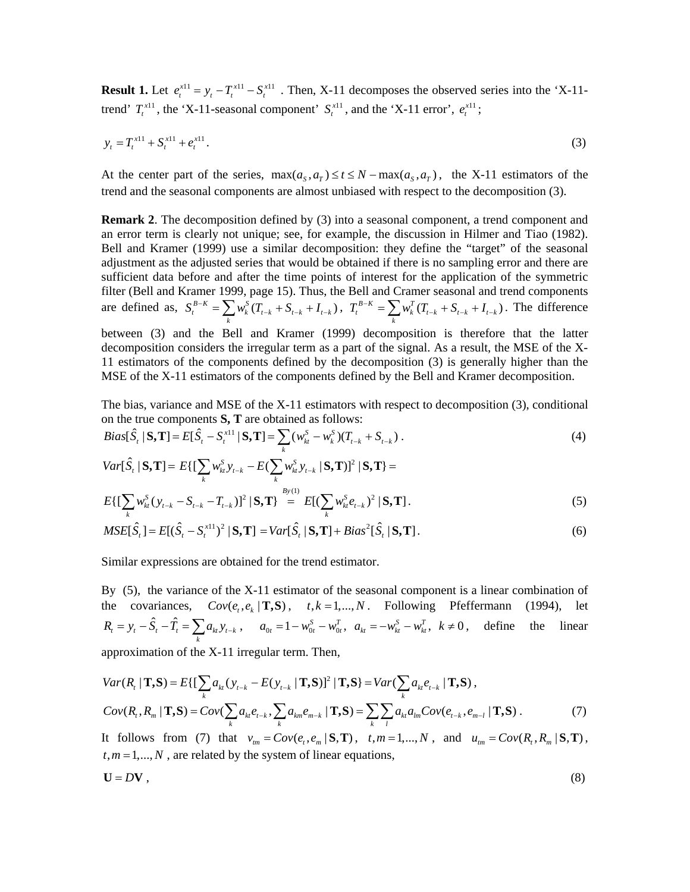**Result 1.** Let $e_t^{x11} = y_t - T_t^{x11} - S_t^{x11}$ . Then, X-11 decomposes the observed series into the 'X-11-trend' $T_t^{x11}$, the 'X-11-seasonal component' $S_t^{x11}$, and the 'X-11 error', $e_t^{x11}$;

$$y_t = T_t^{x11} + S_t^{x11} + e_t^{x11} . \tag{3}$$

At the center part of the series, $\max(a_S, a_T) \le t \le N - \max(a_S, a_T)$, the X-11 estimators of the trend and the seasonal components are almost unbiased with respect to the decomposition (3).

**Remark 2**. The decomposition defined by (3) into a seasonal component, a trend component and an error term is clearly not unique; see, for example, the discussion in Hilmer and Tiao (1982). Bell and Kramer (1999) use a similar decomposition: they define the "target" of the seasonal adjustment as the adjusted series that would be obtained if there is no sampling error and there are sufficient data before and after the time points of interest for the application of the symmetric filter (Bell and Kramer 1999, page 15). Thus, the Bell and Cramer seasonal and trend components are defined as, $S_t^{B-K} = \sum_k w_k^S (T_{t-k} + S_{t-k} + I_{t-k})$, $T_t^{B-K} = \sum_k w_k^T (T_{t-k} + S_{t-k} + I_{t-k})$. The difference between (3) and the Bell and Kramer (1999) decomposition is therefore that the latter decomposition considers the irregular term as a part of the signal. As a result, the MSE of the X-11 estimators of the components defined by the decomposition (3) is generally higher than the MSE of the X-11 estimators of the components defined by the Bell and Kramer decomposition.

The bias, variance and MSE of the X-11 estimators with respect to decomposition (3), conditional on the true components **S, T** are obtained as follows:

$$Bias[\hat{S}_t \mid \mathbf{S},\mathbf{T}] = E[\hat{S}_t - S_t^{x11} \mid \mathbf{S},\mathbf{T}] = \sum_k (w_{kt}^S - w_k^S)(T_{t-k} + S_{t-k}) . \tag{4}$$

$$Var[\hat{S}_t \mid \mathbf{S},\mathbf{T}] = E\{[\sum_k w_{kt}^S y_{t-k} - E(\sum_k w_{kt}^S y_{t-k} \mid \mathbf{S},\mathbf{T})]^2 \mid \mathbf{S},\mathbf{T}\} =$$

$$E\{[\sum_k w_{kt}^S (y_{t-k} - S_{t-k} - T_{t-k})]^2 \mid \mathbf{S},\mathbf{T}\} \overset{By(1)}{=} E[(\sum_k w_{kt}^S e_{t-k})^2 \mid \mathbf{S},\mathbf{T}] . \tag{5}$$

$$MSE[\hat{S}_t] = E[(\hat{S}_t - S_t^{x11})^2 \mid \mathbf{S},\mathbf{T}] = Var[\hat{S}_t \mid \mathbf{S},\mathbf{T}] + Bias^2[\hat{S}_t \mid \mathbf{S},\mathbf{T}] . \tag{6}$$

Similar expressions are obtained for the trend estimator.

By (5), the variance of the X-11 estimator of the seasonal component is a linear combination of the covariances, $Cov(e_t, e_k \mid \mathbf{T},\mathbf{S})$, $t,k = 1,...,N$. Following Pfeffermann (1994), let $R_t = y_t - \hat{S}_t - \hat{T}_t = \sum_k a_{kt} y_{t-k}$, $a_{0t} = 1 - w_{0t}^S - w_{0t}^T$, $a_{kt} = -w_{kt}^S - w_{kt}^T$, $k \ne 0$, define the linear approximation of the X-11 irregular term. Then,

$$Var(R_t \mid \mathbf{T},\mathbf{S}) = E\{[\sum_k a_{kt} (y_{t-k} - E(y_{t-k} \mid \mathbf{T},\mathbf{S})]^2 \mid \mathbf{T},\mathbf{S}\} = Var(\sum_k a_{kt} e_{t-k} \mid \mathbf{T},\mathbf{S}) ,$$

$$Cov(R_t, R_m \mid \mathbf{T},\mathbf{S}) = Cov(\sum_k a_{kt} e_{t-k}, \sum_k a_{km} e_{m-k} \mid \mathbf{T},\mathbf{S}) = \sum_k \sum_l a_{kt} a_{lm} Cov(e_{t-k}, e_{m-l} \mid \mathbf{T},\mathbf{S}) . \tag{7}$$

It follows from (7) that $v_{tm} = Cov(e_t, e_m \mid \mathbf{S},\mathbf{T})$, $t,m = 1,...,N$, and $u_{tm} = Cov(R_t, R_m \mid \mathbf{S},\mathbf{T})$, $t,m = 1,...,N$, are related by the system of linear equations,

$$\mathbf{U} = D\mathbf{V} , \tag{8}$$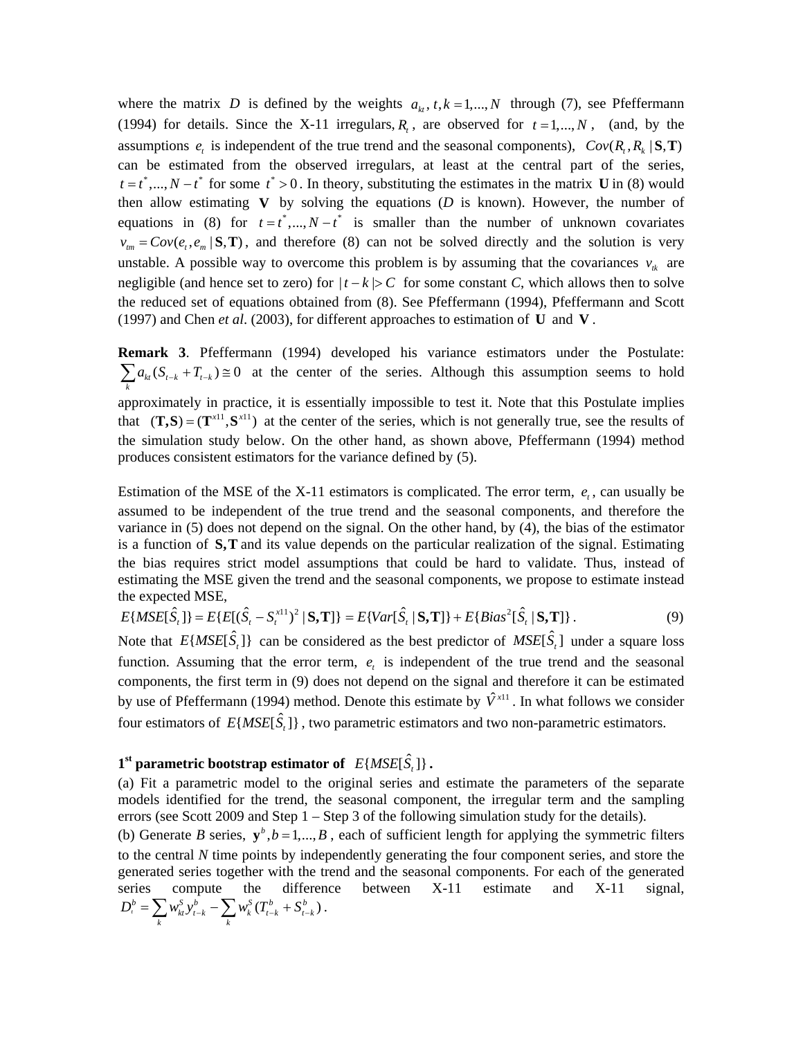where the matrix $D$ is defined by the weights $a_{kt}, t,k=1,...,N$ through (7), see Pfeffermann (1994) for details. Since the X-11 irregulars, $R_t$, are observed for $t=1,...,N$, (and, by the assumptions $e_t$ is independent of the true trend and the seasonal components), $Cov(R_t, R_k \mid \mathbf{S},\mathbf{T})$ can be estimated from the observed irregulars, at least at the central part of the series, $t=t^*,...,N-t^*$ for some $t^*>0$. In theory, substituting the estimates in the matrix $\mathbf{U}$ in (8) would then allow estimating $\mathbf{V}$ by solving the equations ($D$ is known). However, the number of equations in (8) for $t=t^*,...,N-t^*$ is smaller than the number of unknown covariates $v_{tm}=Cov(e_t,e_m \mid \mathbf{S},\mathbf{T})$, and therefore (8) can not be solved directly and the solution is very unstable. A possible way to overcome this problem is by assuming that the covariances $v_{tk}$ are negligible (and hence set to zero) for $|t-k|>C$ for some constant $C$, which allows then to solve the reduced set of equations obtained from (8). See Pfeffermann (1994), Pfeffermann and Scott (1997) and Chen *et al*. (2003), for different approaches to estimation of $\mathbf{U}$ and $\mathbf{V}$.

**Remark 3**. Pfeffermann (1994) developed his variance estimators under the Postulate: $\sum_k a_{kt}(S_{t-k}+T_{t-k}) \cong 0$ at the center of the series. Although this assumption seems to hold approximately in practice, it is essentially impossible to test it. Note that this Postulate implies that $(\mathbf{T},\mathbf{S})=(\mathbf{T}^{x11},\mathbf{S}^{x11})$ at the center of the series, which is not generally true, see the results of the simulation study below. On the other hand, as shown above, Pfeffermann (1994) method produces consistent estimators for the variance defined by (5).

Estimation of the MSE of the X-11 estimators is complicated. The error term, $e_t$, can usually be assumed to be independent of the true trend and the seasonal components, and therefore the variance in (5) does not depend on the signal. On the other hand, by (4), the bias of the estimator is a function of $\mathbf{S},\mathbf{T}$ and its value depends on the particular realization of the signal. Estimating the bias requires strict model assumptions that could be hard to validate. Thus, instead of estimating the MSE given the trend and the seasonal components, we propose to estimate instead the expected MSE,

$$E\{MSE[\hat{S}_t]\}=E\{E[(\hat{S}_t-S_t^{x11})^2 \mid \mathbf{S},\mathbf{T}]\}=E\{Var[\hat{S}_t \mid \mathbf{S},\mathbf{T}]\}+E\{Bias^2[\hat{S}_t \mid \mathbf{S},\mathbf{T}]\}. \quad (9)$$

Note that $E\{MSE[\hat{S}_t]\}$ can be considered as the best predictor of $MSE[\hat{S}_t]$ under a square loss function. Assuming that the error term, $e_t$ is independent of the true trend and the seasonal components, the first term in (9) does not depend on the signal and therefore it can be estimated by use of Pfeffermann (1994) method. Denote this estimate by $\hat{V}^{x11}$. In what follows we consider four estimators of $E\{MSE[\hat{S}_t]\}$, two parametric estimators and two non-parametric estimators.

**1st parametric bootstrap estimator of $E\{MSE[\hat{S}_t]\}$.**

(a) Fit a parametric model to the original series and estimate the parameters of the separate models identified for the trend, the seasonal component, the irregular term and the sampling errors (see Scott 2009 and Step 1 – Step 3 of the following simulation study for the details).

(b) Generate $B$ series, $\mathbf{y}^b, b=1,...,B$, each of sufficient length for applying the symmetric filters to the central $N$ time points by independently generating the four component series, and store the generated series together with the trend and the seasonal components. For each of the generated series compute the difference between X-11 estimate and X-11 signal, $D_t^b=\sum_k w_{kt}^S y_{t-k}^b - \sum_k w_k^S(T_{t-k}^b+S_{t-k}^b)$.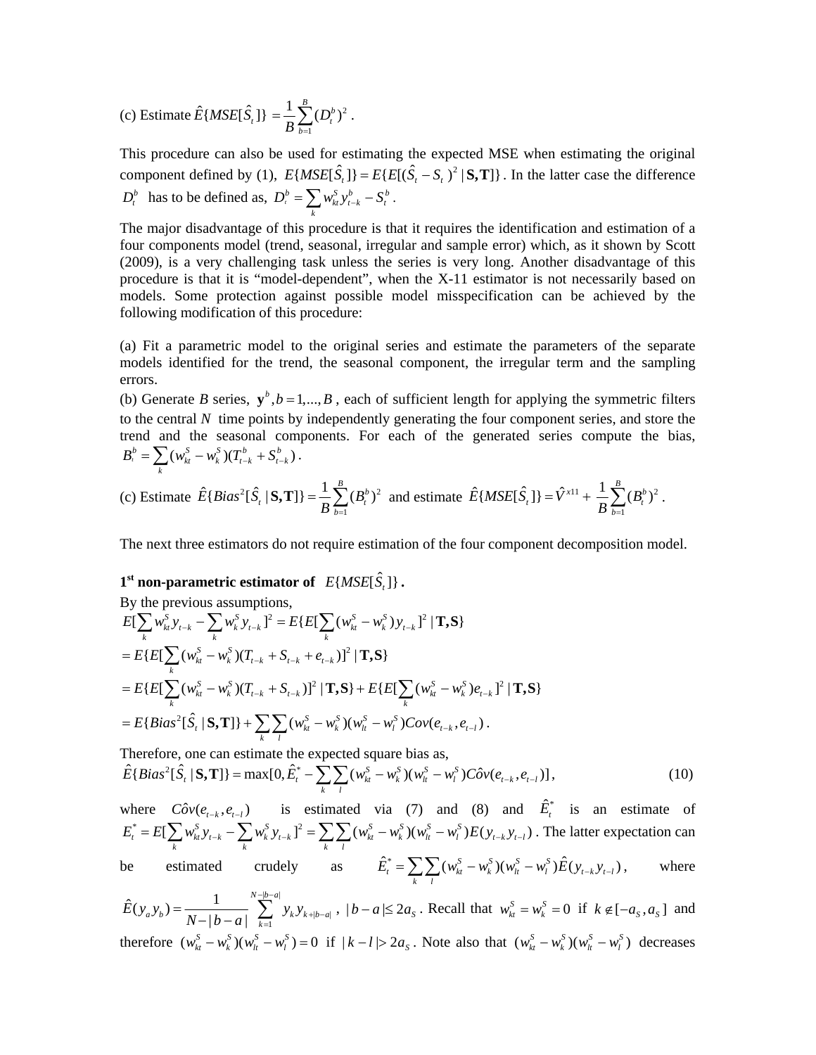(c) Estimate $\hat{E}\{MSE[\hat{S}_t]\} = \frac{1}{B}\sum_{b=1}^{B}(D_t^b)^2$ .

This procedure can also be used for estimating the expected MSE when estimating the original component defined by (1), $E\{MSE[\hat{S}_t]\} = E\{E[(\hat{S}_t - S_t)^2 \mid \mathbf{S,T}]\}$. In the latter case the difference $D_t^b$ has to be defined as, $D_t^b = \sum_k w_{kt}^S y_{t-k}^b - S_t^b$ .

The major disadvantage of this procedure is that it requires the identification and estimation of a four components model (trend, seasonal, irregular and sample error) which, as it shown by Scott (2009), is a very challenging task unless the series is very long. Another disadvantage of this procedure is that it is "model-dependent", when the X-11 estimator is not necessarily based on models. Some protection against possible model misspecification can be achieved by the following modification of this procedure:

(a) Fit a parametric model to the original series and estimate the parameters of the separate models identified for the trend, the seasonal component, the irregular term and the sampling errors.

(b) Generate $B$ series, $\mathbf{y}^b, b = 1,...,B$ , each of sufficient length for applying the symmetric filters to the central $N$ time points by independently generating the four component series, and store the trend and the seasonal components. For each of the generated series compute the bias, $B_t^b = \sum_k (w_{kt}^S - w_k^S)(T_{t-k}^b + S_{t-k}^b)$ .

(c) Estimate $\hat{E}\{Bias^2[\hat{S}_t \mid \mathbf{S,T}]\} = \frac{1}{B}\sum_{b=1}^{B}(B_t^b)^2$ and estimate $\hat{E}\{MSE[\hat{S}_t]\} = \hat{V}^{x11} + \frac{1}{B}\sum_{b=1}^{B}(B_t^b)^2$ .

The next three estimators do not require estimation of the four component decomposition model.

**1st non-parametric estimator of $E\{MSE[\hat{S}_t]\}$ .**

By the previous assumptions,

$$E[\sum_k w_{kt}^S y_{t-k} - \sum_k w_k^S y_{t-k}]^2 = E\{E[\sum_k (w_{kt}^S - w_k^S) y_{t-k}]^2 \mid \mathbf{T,S}\}$$
$$= E\{E[\sum_k (w_{kt}^S - w_k^S)(T_{t-k} + S_{t-k} + e_{t-k})]^2 \mid \mathbf{T,S}\}$$
$$= E\{E[\sum_k (w_{kt}^S - w_k^S)(T_{t-k} + S_{t-k})]^2 \mid \mathbf{T,S}\} + E\{E[\sum_k (w_{kt}^S - w_k^S)e_{t-k}]^2 \mid \mathbf{T,S}\}$$
$$= E\{Bias^2[\hat{S}_t \mid \mathbf{S,T}]\} + \sum_k \sum_l (w_{kt}^S - w_k^S)(w_{lt}^S - w_l^S) Cov(e_{t-k}, e_{t-l}) .$$

Therefore, one can estimate the expected square bias as,

$$\hat{E}\{Bias^2[\hat{S}_t \mid \mathbf{S,T}]\} = \max[0, \hat{E}_t^* - \sum_k \sum_l (w_{kt}^S - w_k^S)(w_{lt}^S - w_l^S) C\hat{o}v(e_{t-k}, e_{t-l})] , \tag{10}$$

where $C\hat{o}v(e_{t-k}, e_{t-l})$ is estimated via (7) and (8) and $\hat{E}_t^*$ is an estimate of $E_t^* = E[\sum_k w_{kt}^S y_{t-k} - \sum_k w_k^S y_{t-k}]^2 = \sum_k \sum_l (w_{kt}^S - w_k^S)(w_{lt}^S - w_l^S) E(y_{t-k} y_{t-l})$ . The latter expectation can be estimated crudely as $\hat{E}_t^* = \sum_k \sum_l (w_{kt}^S - w_k^S)(w_{lt}^S - w_l^S) \hat{E}(y_{t-k} y_{t-l})$ , where $\hat{E}(y_a y_b) = \frac{1}{N - |b-a|} \sum_{k=1}^{N-|b-a|} y_k y_{k+|b-a|}$ , $|b-a| \le 2a_S$ . Recall that $w_{kt}^S = w_k^S = 0$ if $k \notin [-a_S, a_S]$ and therefore $(w_{kt}^S - w_k^S)(w_{lt}^S - w_l^S) = 0$ if $|k-l| > 2a_S$ . Note also that $(w_{kt}^S - w_k^S)(w_{lt}^S - w_l^S)$ decreases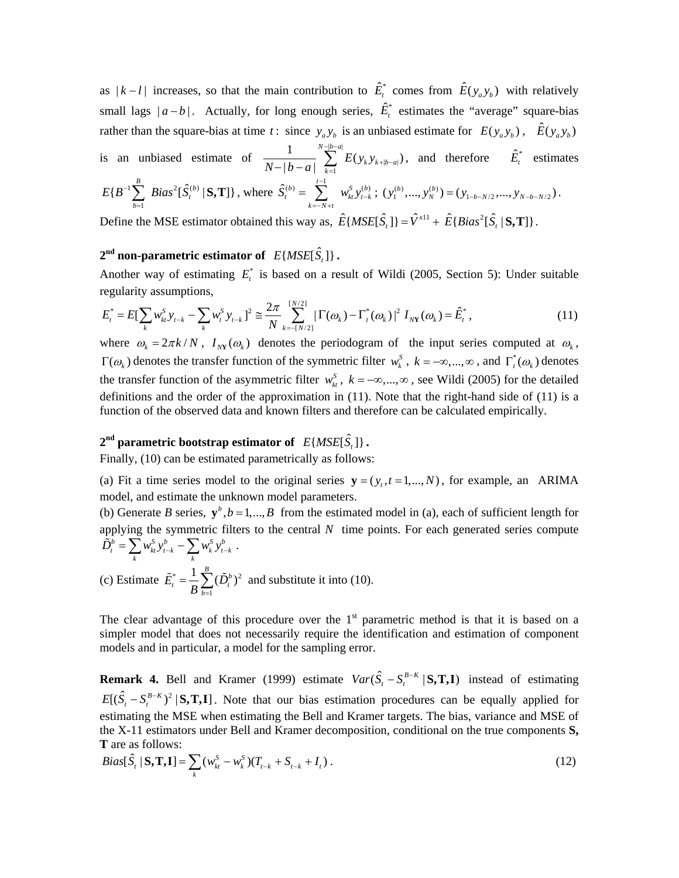as $|k-l|$ increases, so that the main contribution to $\hat{E}_t^*$ comes from $\hat{E}(y_a y_b)$ with relatively small lags $|a-b|$. Actually, for long enough series, $\hat{E}_t^*$ estimates the "average" square-bias rather than the square-bias at time $t$: since $y_a y_b$ is an unbiased estimate for $E(y_a y_b)$, $\hat{E}(y_a y_b)$ is an unbiased estimate of $\frac{1}{N-|b-a|}\sum_{k=1}^{N-|b-a|} E(y_k y_{k+|b-a|})$, and therefore $\hat{E}_t^*$ estimates $E\{B^{-1}\sum_{b=1}^{B} Bias^2[\hat{S}_t^{(b)} \mid \mathbf{S},\mathbf{T}]\}$, where $\hat{S}_t^{(b)} = \sum_{k=-N+t}^{t-1} w_{kt}^S y_{t-k}^{(b)}$; $(y_1^{(b)},...,y_N^{(b)}) = (y_{1-b-N/2},...,y_{N-b-N/2})$.

Define the MSE estimator obtained this way as, $\hat{E}\{MSE[\hat{S}_t]\} = \hat{V}^{x11} + \hat{E}\{Bias^2[\hat{S}_t \mid \mathbf{S},\mathbf{T}]\}$.

**2nd non-parametric estimator of** $E\{MSE[\hat{S}_t]\}$ **.**

Another way of estimating $E_t^*$ is based on a result of Wildi (2005, Section 5): Under suitable regularity assumptions,

$$E_t^* = E[\sum_k w_{kt}^S y_{t-k} - \sum_k w_t^S y_{t-k}]^2 \cong \frac{2\pi}{N}\sum_{k=-[N/2]}^{[N/2]} |\Gamma(\omega_k) - \Gamma_t^*(\omega_k)|^2 \, I_{N\mathbf{Y}}(\omega_k) = \hat{E}_t^*, \tag{11}$$

where $\omega_k = 2\pi k/N$, $I_{N\mathbf{Y}}(\omega_k)$ denotes the periodogram of the input series computed at $\omega_k$, $\Gamma(\omega_k)$ denotes the transfer function of the symmetric filter $w_k^S$, $k=-\infty,...,\infty$, and $\Gamma_t^*(\omega_k)$ denotes the transfer function of the asymmetric filter $w_{kt}^S$, $k=-\infty,...,\infty$, see Wildi (2005) for the detailed definitions and the order of the approximation in (11). Note that the right-hand side of (11) is a function of the observed data and known filters and therefore can be calculated empirically.

**2nd parametric bootstrap estimator of** $E\{MSE[\hat{S}_t]\}$ **.**

Finally, (10) can be estimated parametrically as follows:

(a) Fit a time series model to the original series $\mathbf{y} = (y_t, t=1,...,N)$, for example, an ARIMA model, and estimate the unknown model parameters.

(b) Generate $B$ series, $\mathbf{y}^b, b=1,...,B$ from the estimated model in (a), each of sufficient length for applying the symmetric filters to the central $N$ time points. For each generated series compute $\tilde{D}_t^b = \sum_k w_{kt}^S y_{t-k}^b - \sum_k w_k^S y_{t-k}^b$ .

(c) Estimate $\tilde{E}_t^* = \frac{1}{B}\sum_{b=1}^{B}(\tilde{D}_t^b)^2$ and substitute it into (10).

The clear advantage of this procedure over the 1st parametric method is that it is based on a simpler model that does not necessarily require the identification and estimation of component models and in particular, a model for the sampling error.

**Remark 4.** Bell and Kramer (1999) estimate $Var(\hat{S}_t - S_t^{B-K} \mid \mathbf{S},\mathbf{T},\mathbf{I})$ instead of estimating $E[(\hat{S}_t - S_t^{B-K})^2 \mid \mathbf{S},\mathbf{T},\mathbf{I}]$. Note that our bias estimation procedures can be equally applied for estimating the MSE when estimating the Bell and Kramer targets. The bias, variance and MSE of the X-11 estimators under Bell and Kramer decomposition, conditional on the true components **S, T** are as follows:

$$Bias[\hat{S}_t \mid \mathbf{S},\mathbf{T},\mathbf{I}] = \sum_k (w_{kt}^S - w_k^S)(T_{t-k} + S_{t-k} + I_t)\,. \tag{12}$$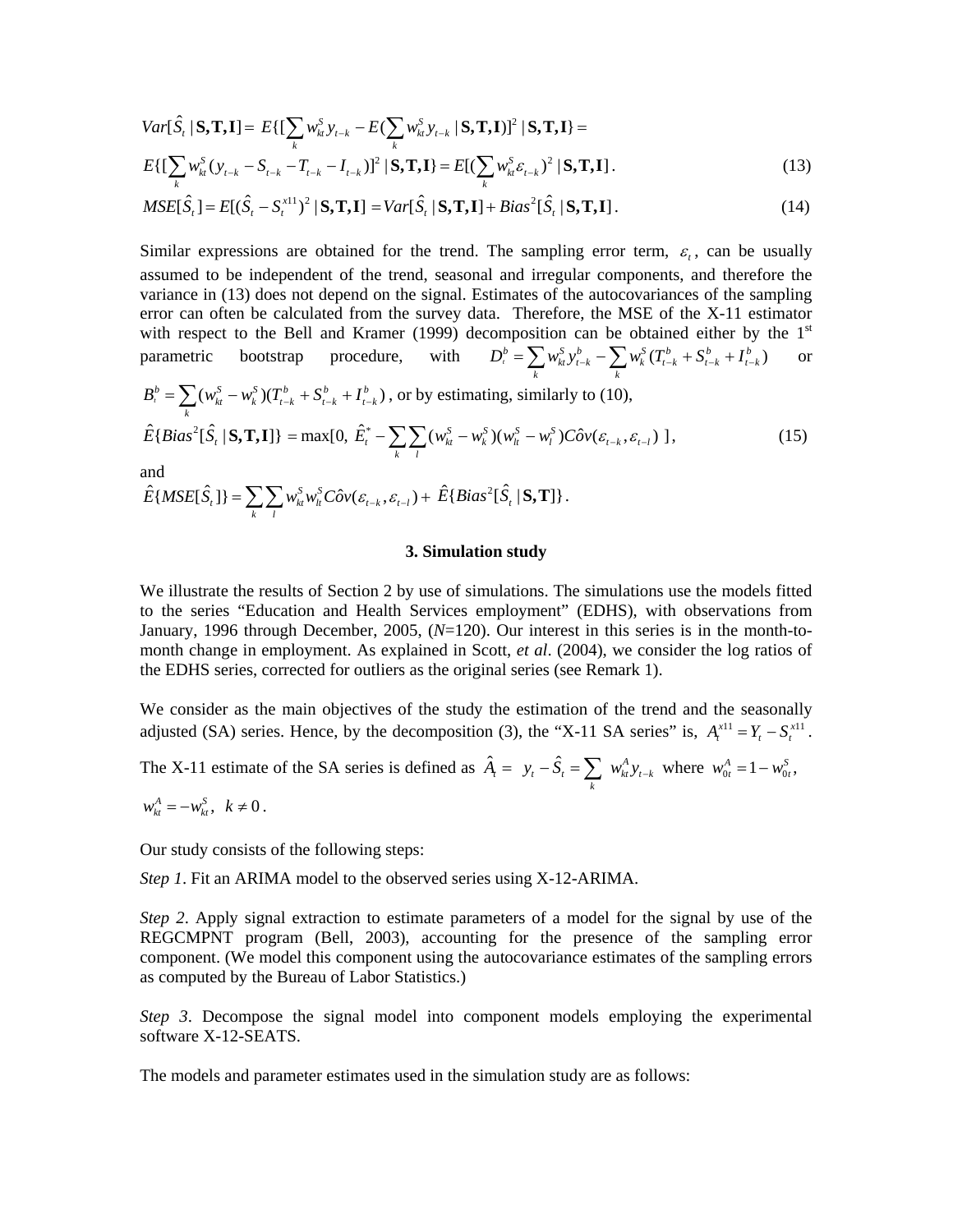$$Var[\hat{S}_t \mid \mathbf{S},\mathbf{T},\mathbf{I}] = E\{[\sum_k w_{kt}^S y_{t-k} - E(\sum_k w_{kt}^S y_{t-k} \mid \mathbf{S},\mathbf{T},\mathbf{I})]^2 \mid \mathbf{S},\mathbf{T},\mathbf{I}\} =$$

$$E\{[\sum_k w_{kt}^S (y_{t-k} - S_{t-k} - T_{t-k} - I_{t-k})]^2 \mid \mathbf{S},\mathbf{T},\mathbf{I}\} = E[(\sum_k w_{kt}^S \varepsilon_{t-k})^2 \mid \mathbf{S},\mathbf{T},\mathbf{I}]. \tag{13}$$

$$MSE[\hat{S}_t] = E[(\hat{S}_t - S_t^{x11})^2 \mid \mathbf{S},\mathbf{T},\mathbf{I}] = Var[\hat{S}_t \mid \mathbf{S},\mathbf{T},\mathbf{I}] + Bias^2[\hat{S}_t \mid \mathbf{S},\mathbf{T},\mathbf{I}]. \tag{14}$$

Similar expressions are obtained for the trend. The sampling error term, $\varepsilon_t$, can be usually assumed to be independent of the trend, seasonal and irregular components, and therefore the variance in (13) does not depend on the signal. Estimates of the autocovariances of the sampling error can often be calculated from the survey data. Therefore, the MSE of the X-11 estimator with respect to the Bell and Kramer (1999) decomposition can be obtained either by the 1st parametric bootstrap procedure, with $D_t^b = \sum_k w_{kt}^S y_{t-k}^b - \sum_k w_k^S (T_{t-k}^b + S_{t-k}^b + I_{t-k}^b)$ or $B_t^b = \sum_k (w_{kt}^S - w_k^S)(T_{t-k}^b + S_{t-k}^b + I_{t-k}^b)$, or by estimating, similarly to (10),

$$\hat{E}\{Bias^2[\hat{S}_t \mid \mathbf{S},\mathbf{T},\mathbf{I}]\} = \max[0,\ \hat{E}_t^* - \sum_k \sum_l (w_{kt}^S - w_k^S)(w_{lt}^S - w_l^S) \hat{Cov}(\varepsilon_{t-k}, \varepsilon_{t-l})\ ], \tag{15}$$

and

$$\hat{E}\{MSE[\hat{S}_t]\} = \sum_k \sum_l w_{kt}^S w_{lt}^S \hat{Cov}(\varepsilon_{t-k}, \varepsilon_{t-l}) + \hat{E}\{Bias^2[\hat{S}_t \mid \mathbf{S},\mathbf{T}]\}.$$

## 3. Simulation study

We illustrate the results of Section 2 by use of simulations. The simulations use the models fitted to the series "Education and Health Services employment" (EDHS), with observations from January, 1996 through December, 2005, ($N$=120). Our interest in this series is in the month-to-month change in employment. As explained in Scott, *et al*. (2004), we consider the log ratios of the EDHS series, corrected for outliers as the original series (see Remark 1).

We consider as the main objectives of the study the estimation of the trend and the seasonally adjusted (SA) series. Hence, by the decomposition (3), the "X-11 SA series" is, $A_t^{x11} = Y_t - S_t^{x11}$.

The X-11 estimate of the SA series is defined as $\hat{A}_t = y_t - \hat{S}_t = \sum_k w_{kt}^A y_{t-k}$ where $w_{0t}^A = 1 - w_{0t}^S$, $w_{kt}^A = -w_{kt}^S,\ k \neq 0$.

Our study consists of the following steps:

*Step 1*. Fit an ARIMA model to the observed series using X-12-ARIMA.

*Step 2*. Apply signal extraction to estimate parameters of a model for the signal by use of the REGCMPNT program (Bell, 2003), accounting for the presence of the sampling error component. (We model this component using the autocovariance estimates of the sampling errors as computed by the Bureau of Labor Statistics.)

*Step 3*. Decompose the signal model into component models employing the experimental software X-12-SEATS.

The models and parameter estimates used in the simulation study are as follows: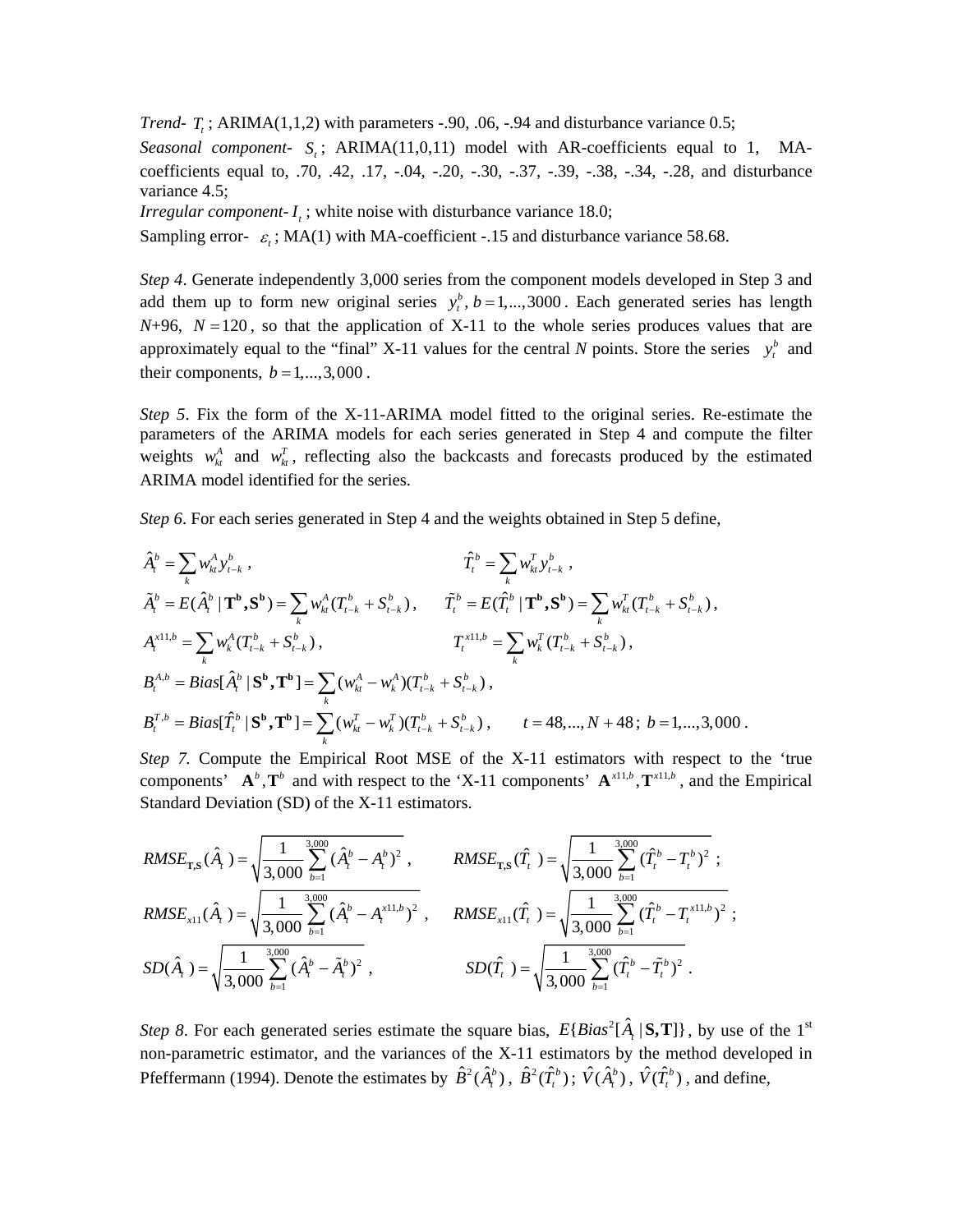*Trend*- $T_t$; ARIMA(1,1,2) with parameters -.90, .06, -.94 and disturbance variance 0.5;

*Seasonal component*- $S_t$; ARIMA(11,0,11) model with AR-coefficients equal to 1, MA-coefficients equal to, .70, .42, .17, -.04, -.20, -.30, -.37, -.39, -.38, -.34, -.28, and disturbance variance 4.5;

*Irregular component*- $I_t$; white noise with disturbance variance 18.0;

Sampling error- $\varepsilon_t$; MA(1) with MA-coefficient -.15 and disturbance variance 58.68.

*Step 4*. Generate independently 3,000 series from the component models developed in Step 3 and add them up to form new original series $y_t^b, b = 1,...,3000$. Each generated series has length $N$+96, $N = 120$, so that the application of X-11 to the whole series produces values that are approximately equal to the "final" X-11 values for the central $N$ points. Store the series $y_t^b$ and their components, $b = 1,...,3,000$.

*Step 5*. Fix the form of the X-11-ARIMA model fitted to the original series. Re-estimate the parameters of the ARIMA models for each series generated in Step 4 and compute the filter weights $w_{kt}^A$ and $w_{kt}^T$, reflecting also the backcasts and forecasts produced by the estimated ARIMA model identified for the series.

*Step 6*. For each series generated in Step 4 and the weights obtained in Step 5 define,

$$\hat{A}_t^b = \sum_k w_{kt}^A y_{t-k}^b , \qquad \hat{T}_t^b = \sum_k w_{kt}^T y_{t-k}^b ,$$

$$\tilde{A}_t^b = E(\hat{A}_t^b \mid \mathbf{T^b}, \mathbf{S^b}) = \sum_k w_{kt}^A (T_{t-k}^b + S_{t-k}^b), \qquad \tilde{T}_t^b = E(\hat{T}_t^b \mid \mathbf{T^b}, \mathbf{S^b}) = \sum_k w_{kt}^T (T_{t-k}^b + S_{t-k}^b),$$

$$A_t^{x11,b} = \sum_k w_k^A (T_{t-k}^b + S_{t-k}^b), \qquad T_t^{x11,b} = \sum_k w_k^T (T_{t-k}^b + S_{t-k}^b),$$

$$B_t^{A,b} = Bias[\hat{A}_t^b \mid \mathbf{S^b}, \mathbf{T^b}] = \sum_k (w_{kt}^A - w_k^A)(T_{t-k}^b + S_{t-k}^b),$$

$$B_t^{T,b} = Bias[\hat{T}_t^b \mid \mathbf{S^b}, \mathbf{T^b}] = \sum_k (w_{kt}^T - w_k^T)(T_{t-k}^b + S_{t-k}^b), \qquad t = 48,..., N+48;\ b = 1,...,3,000 .$$

*Step 7*. Compute the Empirical Root MSE of the X-11 estimators with respect to the 'true components' $\mathbf{A}^b, \mathbf{T}^b$ and with respect to the 'X-11 components' $\mathbf{A}^{x11,b}, \mathbf{T}^{x11,b}$, and the Empirical Standard Deviation (SD) of the X-11 estimators.

$$RMSE_{\mathbf{T,S}}(\hat{A}_t) = \sqrt{\frac{1}{3,000}\sum_{b=1}^{3,000}(\hat{A}_t^b - A_t^b)^2}, \qquad RMSE_{\mathbf{T,S}}(\hat{T}_t) = \sqrt{\frac{1}{3,000}\sum_{b=1}^{3,000}(\hat{T}_t^b - T_t^b)^2};$$

$$RMSE_{x11}(\hat{A}_t) = \sqrt{\frac{1}{3,000}\sum_{b=1}^{3,000}(\hat{A}_t^b - A_t^{x11,b})^2}, \qquad RMSE_{x11}(\hat{T}_t) = \sqrt{\frac{1}{3,000}\sum_{b=1}^{3,000}(\hat{T}_t^b - T_t^{x11,b})^2};$$

$$SD(\hat{A}_t) = \sqrt{\frac{1}{3,000}\sum_{b=1}^{3,000}(\hat{A}_t^b - \tilde{A}_t^b)^2}, \qquad SD(\hat{T}_t) = \sqrt{\frac{1}{3,000}\sum_{b=1}^{3,000}(\hat{T}_t^b - \tilde{T}_t^b)^2}.$$

*Step 8*. For each generated series estimate the square bias, $E\{Bias^2[\hat{A}_t \mid \mathbf{S}, \mathbf{T}]\}$, by use of the 1st non-parametric estimator, and the variances of the X-11 estimators by the method developed in Pfeffermann (1994). Denote the estimates by $\hat{B}^2(\hat{A}_t^b)$, $\hat{B}^2(\hat{T}_t^b)$; $\hat{V}(\hat{A}_t^b)$, $\hat{V}(\hat{T}_t^b)$, and define,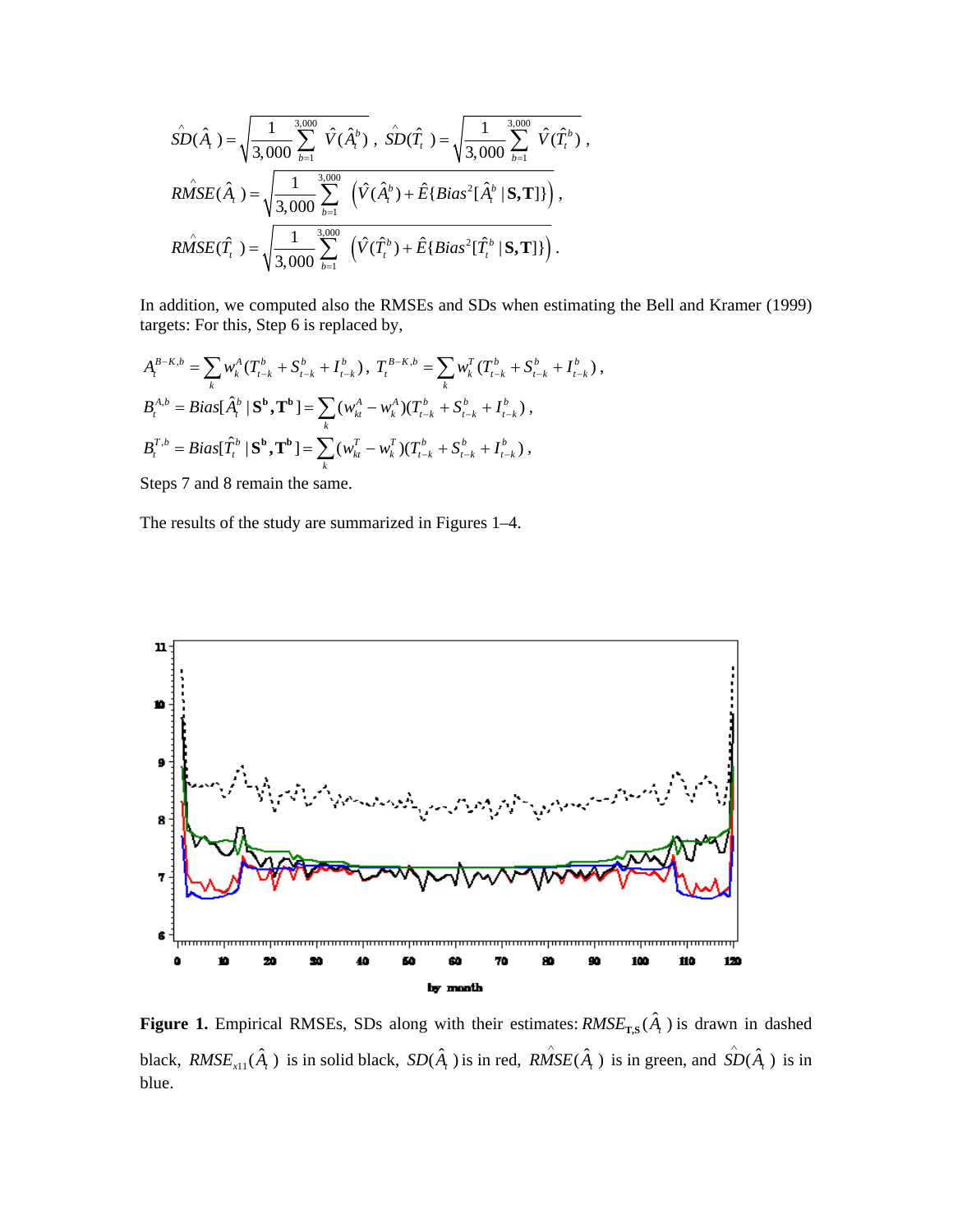$$\hat{SD}(\hat{A}_t) = \sqrt{\frac{1}{3{,}000}\sum_{b=1}^{3{,}000} \hat{V}(\hat{A}_t^b)}\,,\ \hat{SD}(\hat{T}_t) = \sqrt{\frac{1}{3{,}000}\sum_{b=1}^{3{,}000} \hat{V}(\hat{T}_t^b)}\,,$$

$$\hat{RMSE}(\hat{A}_t) = \sqrt{\frac{1}{3{,}000}\sum_{b=1}^{3{,}000} \left(\hat{V}(\hat{A}_t^b) + \hat{E}\{Bias^2[\hat{A}_t^b \mid \mathbf{S},\mathbf{T}]\}\right)}\,,$$

$$\hat{RMSE}(\hat{T}_t) = \sqrt{\frac{1}{3{,}000}\sum_{b=1}^{3{,}000} \left(\hat{V}(\hat{T}_t^b) + \hat{E}\{Bias^2[\hat{T}_t^b \mid \mathbf{S},\mathbf{T}]\}\right)}\,.$$

In addition, we computed also the RMSEs and SDs when estimating the Bell and Kramer (1999) targets: For this, Step 6 is replaced by,

$$A_t^{B-K,b} = \sum_k w_k^A (T_{t-k}^b + S_{t-k}^b + I_{t-k}^b)\,,\ T_t^{B-K,b} = \sum_k w_k^T (T_{t-k}^b + S_{t-k}^b + I_{t-k}^b)\,,$$

$$B_t^{A,b} = Bias[\hat{A}_t^b \mid \mathbf{S^b},\mathbf{T^b}] = \sum_k (w_{kt}^A - w_k^A)(T_{t-k}^b + S_{t-k}^b + I_{t-k}^b)\,,$$

$$B_t^{T,b} = Bias[\hat{T}_t^b \mid \mathbf{S^b},\mathbf{T^b}] = \sum_k (w_{kt}^T - w_k^T)(T_{t-k}^b + S_{t-k}^b + I_{t-k}^b)\,,$$

Steps 7 and 8 remain the same.

The results of the study are summarized in Figures 1–4.

**Figure 1.** Empirical RMSEs, SDs along with their estimates: $RMSE_{\mathbf{T,S}}(\hat{A}_t)$ is drawn in dashed black, $RMSE_{x11}(\hat{A}_t)$ is in solid black, $SD(\hat{A}_t)$ is in red, $\hat{RMSE}(\hat{A}_t)$ is in green, and $\hat{SD}(\hat{A}_t)$ is in blue.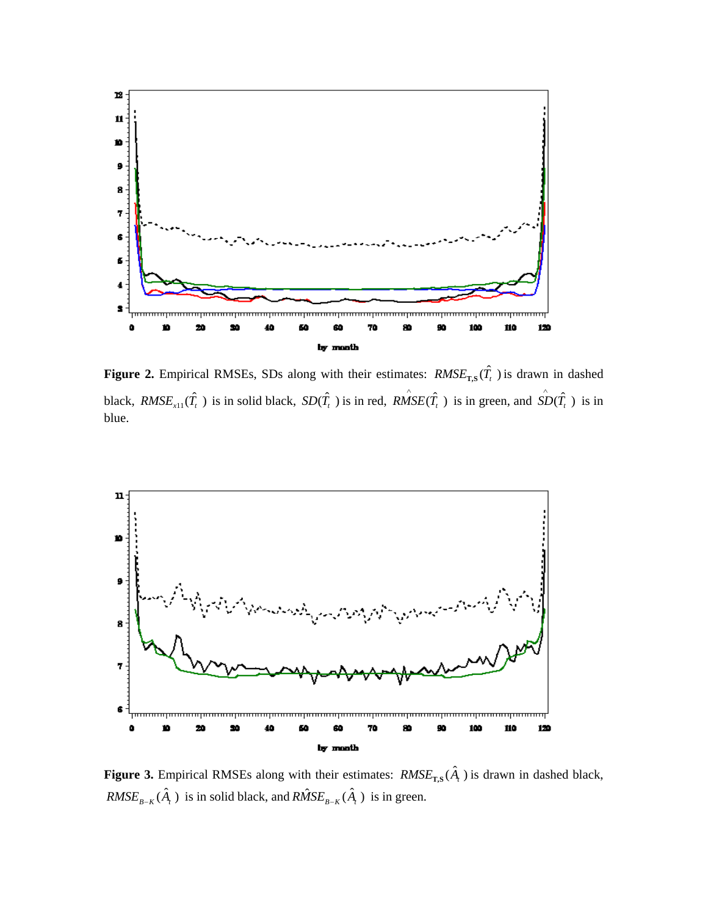**Figure 2.** Empirical RMSEs, SDs along with their estimates: $RMSE_{T,S}(\hat{T}_t)$ is drawn in dashed black, $RMSE_{x11}(\hat{T}_t)$ is in solid black, $SD(\hat{T}_t)$ is in red, $\hat{RMSE}(\hat{T}_t)$ is in green, and $\hat{SD}(\hat{T}_t)$ is in blue.

**Figure 3.** Empirical RMSEs along with their estimates: $RMSE_{T,S}(\hat{A}_t)$ is drawn in dashed black, $RMSE_{B-K}(\hat{A}_t)$ is in solid black, and $R\hat{M}SE_{B-K}(\hat{A}_t)$ is in green.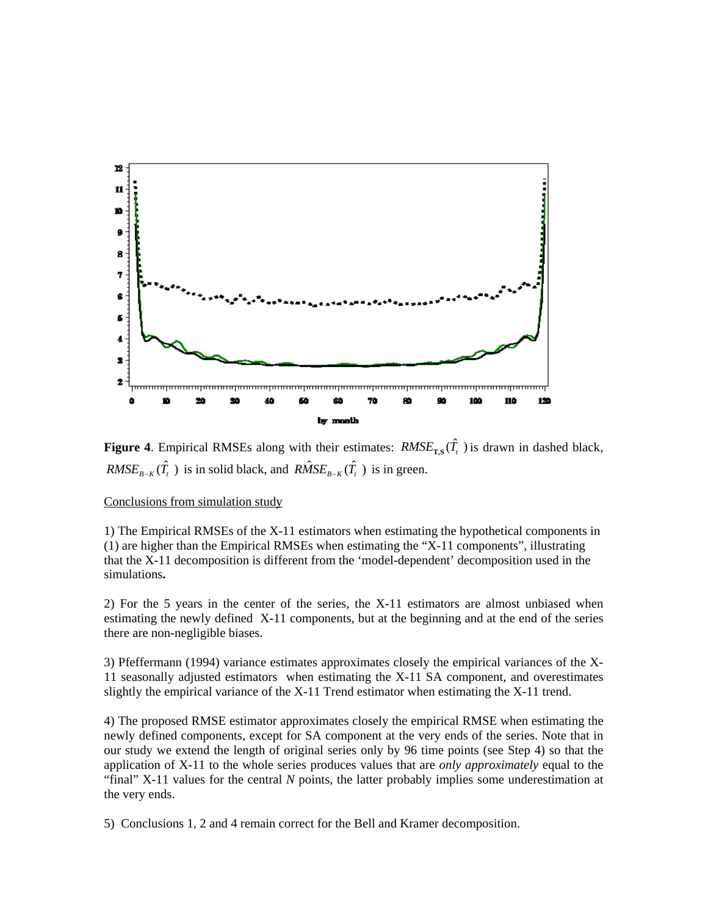**Figure 4**. Empirical RMSEs along with their estimates: $RMSE_{\mathbf{T,S}}(\hat{T}_t)$ is drawn in dashed black, $RMSE_{B-K}(\hat{T}_t)$ is in solid black, and $R\hat{M}SE_{B-K}(\hat{T}_t)$ is in green.

Conclusions from simulation study

1) The Empirical RMSEs of the X-11 estimators when estimating the hypothetical components in (1) are higher than the Empirical RMSEs when estimating the "X-11 components", illustrating that the X-11 decomposition is different from the 'model-dependent' decomposition used in the simulations**.**

2) For the 5 years in the center of the series, the X-11 estimators are almost unbiased when estimating the newly defined X-11 components, but at the beginning and at the end of the series there are non-negligible biases.

3) Pfeffermann (1994) variance estimates approximates closely the empirical variances of the X-11 seasonally adjusted estimators when estimating the X-11 SA component, and overestimates slightly the empirical variance of the X-11 Trend estimator when estimating the X-11 trend.

4) The proposed RMSE estimator approximates closely the empirical RMSE when estimating the newly defined components, except for SA component at the very ends of the series. Note that in our study we extend the length of original series only by 96 time points (see Step 4) so that the application of X-11 to the whole series produces values that are *only approximately* equal to the "final" X-11 values for the central *N* points, the latter probably implies some underestimation at the very ends.

5) Conclusions 1, 2 and 4 remain correct for the Bell and Kramer decomposition.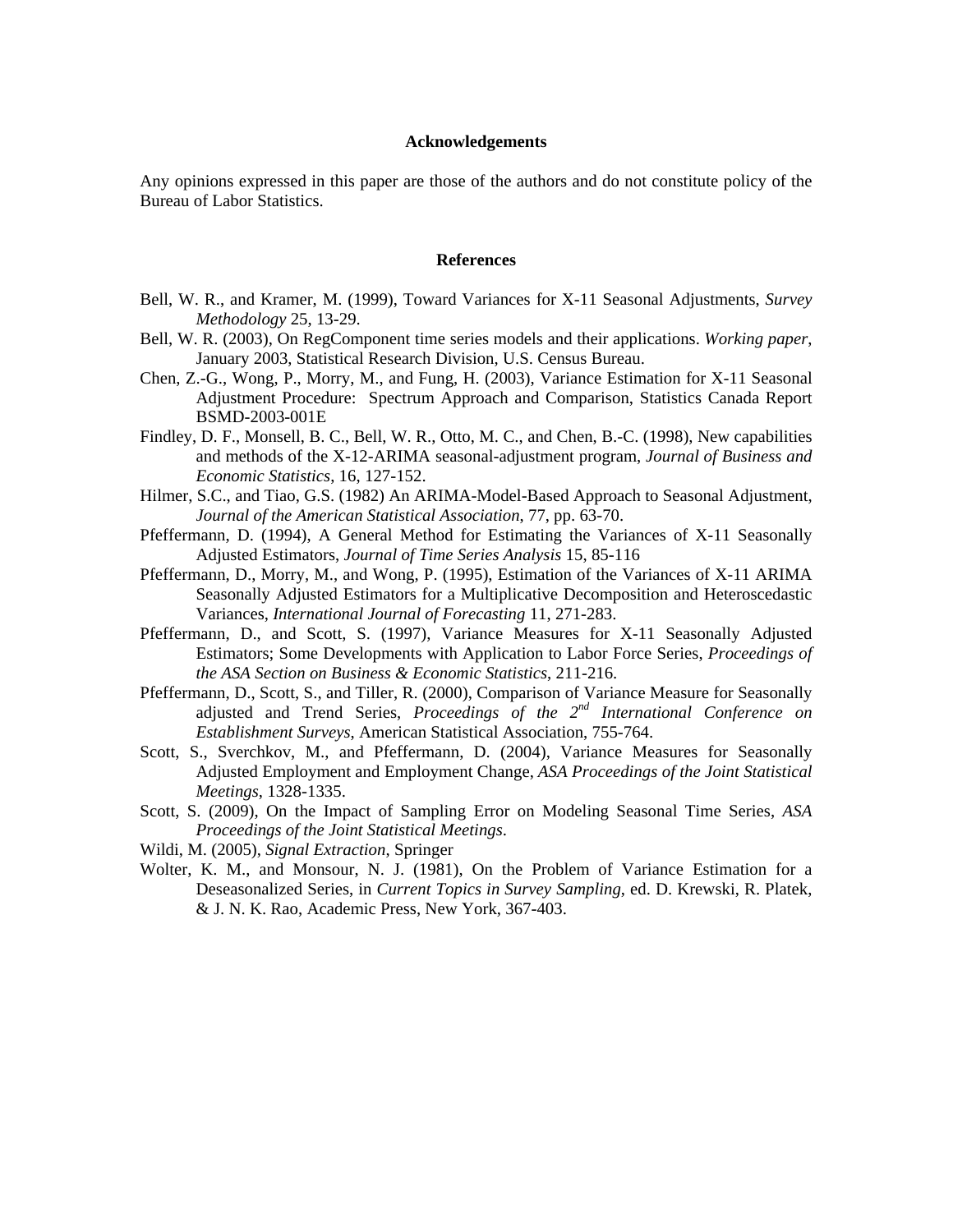## Acknowledgements

Any opinions expressed in this paper are those of the authors and do not constitute policy of the Bureau of Labor Statistics.

## References

Bell, W. R., and Kramer, M. (1999), Toward Variances for X-11 Seasonal Adjustments, *Survey Methodology* 25, 13-29.

Bell, W. R. (2003), On RegComponent time series models and their applications. *Working paper*, January 2003, Statistical Research Division, U.S. Census Bureau.

Chen, Z.-G., Wong, P., Morry, M., and Fung, H. (2003), Variance Estimation for X-11 Seasonal Adjustment Procedure: Spectrum Approach and Comparison, Statistics Canada Report BSMD-2003-001E

Findley, D. F., Monsell, B. C., Bell, W. R., Otto, M. C., and Chen, B.-C. (1998), New capabilities and methods of the X-12-ARIMA seasonal-adjustment program, *Journal of Business and Economic Statistics*, 16, 127-152.

Hilmer, S.C., and Tiao, G.S. (1982) An ARIMA-Model-Based Approach to Seasonal Adjustment, *Journal of the American Statistical Association*, 77, pp. 63-70.

Pfeffermann, D. (1994), A General Method for Estimating the Variances of X-11 Seasonally Adjusted Estimators, *Journal of Time Series Analysis* 15, 85-116

Pfeffermann, D., Morry, M., and Wong, P. (1995), Estimation of the Variances of X-11 ARIMA Seasonally Adjusted Estimators for a Multiplicative Decomposition and Heteroscedastic Variances, *International Journal of Forecasting* 11, 271-283.

Pfeffermann, D., and Scott, S. (1997), Variance Measures for X-11 Seasonally Adjusted Estimators; Some Developments with Application to Labor Force Series, *Proceedings of the ASA Section on Business & Economic Statistics*, 211-216.

Pfeffermann, D., Scott, S., and Tiller, R. (2000), Comparison of Variance Measure for Seasonally adjusted and Trend Series, *Proceedings of the 2nd International Conference on Establishment Surveys*, American Statistical Association, 755-764.

Scott, S., Sverchkov, M., and Pfeffermann, D. (2004), Variance Measures for Seasonally Adjusted Employment and Employment Change, *ASA Proceedings of the Joint Statistical Meetings*, 1328-1335.

Scott, S. (2009), On the Impact of Sampling Error on Modeling Seasonal Time Series, *ASA Proceedings of the Joint Statistical Meetings*.

Wildi, M. (2005), *Signal Extraction*, Springer

Wolter, K. M., and Monsour, N. J. (1981), On the Problem of Variance Estimation for a Deseasonalized Series, in *Current Topics in Survey Sampling*, ed. D. Krewski, R. Platek, & J. N. K. Rao, Academic Press, New York, 367-403.